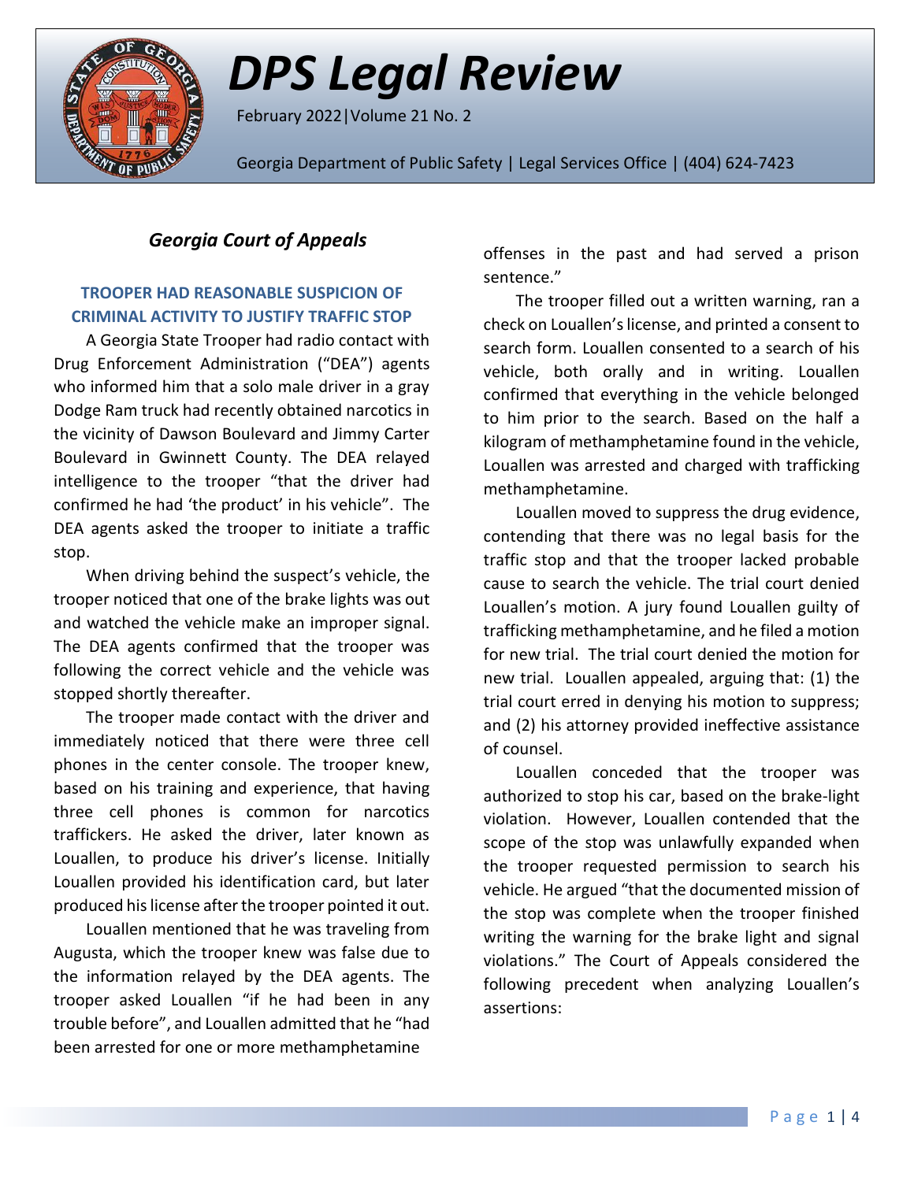# *DPS Legal Review*

February 2022|Volume 21 No. 2

Georgia Department of Public Safety | Legal Services Office | (404) 624-7423

## *Georgia Court of Appeals*

### TROOPER HAD REASONABLE SUSPICION OF CRIMINAL ACTIVITY TO JUSTIFY TRAFFIC STOP

A Georgia State Trooper had radio contact with Drug Enforcement Administration ("DEA") agents who informed him that a solo male driver in a gray Dodge Ram truck had recently obtained narcotics in the vicinity of Dawson Boulevard and Jimmy Carter Boulevard in Gwinnett County. The DEA relayed intelligence to the trooper "that the driver had confirmed he had 'the product' in his vehicle". The DEA agents asked the trooper to initiate a traffic stop.

When driving behind the suspect's vehicle, the trooper noticed that one of the brake lights was out and watched the vehicle make an improper signal. The DEA agents confirmed that the trooper was following the correct vehicle and the vehicle was stopped shortly thereafter.

The trooper made contact with the driver and immediately noticed that there were three cell phones in the center console. The trooper knew, based on his training and experience, that having three cell phones is common for narcotics traffickers. He asked the driver, later known as Louallen, to produce his driver's license. Initially Louallen provided his identification card, but later produced his license after the trooper pointed it out.

Louallen mentioned that he was traveling from Augusta, which the trooper knew was false due to the information relayed by the DEA agents. The trooper asked Louallen "if he had been in any trouble before", and Louallen admitted that he "had been arrested for one or more methamphetamine offenses in the past and had served a prison sentence."

The trooper filled out a written warning, ran a check on Louallen's license, and printed a consent to search form. Louallen consented to a search of his vehicle, both orally and in writing. Louallen confirmed that everything in the vehicle belonged to him prior to the search. Based on the half a kilogram of methamphetamine found in the vehicle, Louallen was arrested and charged with trafficking methamphetamine.

Louallen moved to suppress the drug evidence, contending that there was no legal basis for the traffic stop and that the trooper lacked probable cause to search the vehicle. The trial court denied Louallen's motion. A jury found Louallen guilty of trafficking methamphetamine, and he filed a motion for new trial. The trial court denied the motion for new trial. Louallen appealed, arguing that: (1) the trial court erred in denying his motion to suppress; and (2) his attorney provided ineffective assistance of counsel.

Louallen conceded that the trooper was authorized to stop his car, based on the brake-light violation. However, Louallen contended that the scope of the stop was unlawfully expanded when the trooper requested permission to search his vehicle. He argued "that the documented mission of the stop was complete when the trooper finished writing the warning for the brake light and signal violations." The Court of Appeals considered the following precedent when analyzing Louallen's assertions: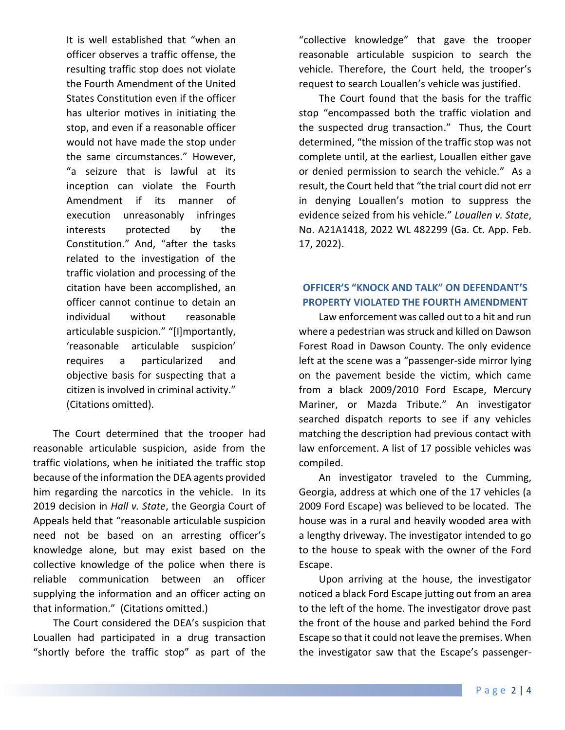> It is well established that "when an officer observes a traffic offense, the resulting traffic stop does not violate the Fourth Amendment of the United States Constitution even if the officer has ulterior motives in initiating the stop, and even if a reasonable officer would not have made the stop under the same circumstances." However, "a seizure that is lawful at its inception can violate the Fourth Amendment if its manner of execution unreasonably infringes interests protected by the Constitution." And, "after the tasks related to the investigation of the traffic violation and processing of the citation have been accomplished, an officer cannot continue to detain an individual without reasonable articulable suspicion." "[I]mportantly, 'reasonable articulable suspicion' requires a particularized and objective basis for suspecting that a citizen is involved in criminal activity." (Citations omitted).

The Court determined that the trooper had reasonable articulable suspicion, aside from the traffic violations, when he initiated the traffic stop because of the information the DEA agents provided him regarding the narcotics in the vehicle. In its 2019 decision in *Hall v. State*, the Georgia Court of Appeals held that "reasonable articulable suspicion need not be based on an arresting officer's knowledge alone, but may exist based on the collective knowledge of the police when there is reliable communication between an officer supplying the information and an officer acting on that information." (Citations omitted.)

The Court considered the DEA's suspicion that Louallen had participated in a drug transaction "shortly before the traffic stop" as part of the "collective knowledge" that gave the trooper reasonable articulable suspicion to search the vehicle. Therefore, the Court held, the trooper's request to search Louallen's vehicle was justified.

The Court found that the basis for the traffic stop "encompassed both the traffic violation and the suspected drug transaction." Thus, the Court determined, "the mission of the traffic stop was not complete until, at the earliest, Louallen either gave or denied permission to search the vehicle." As a result, the Court held that "the trial court did not err in denying Louallen's motion to suppress the evidence seized from his vehicle." *Louallen v. State*, No. A21A1418, 2022 WL 482299 (Ga. Ct. App. Feb. 17, 2022).

## OFFICER'S "KNOCK AND TALK" ON DEFENDANT'S PROPERTY VIOLATED THE FOURTH AMENDMENT

Law enforcement was called out to a hit and run where a pedestrian was struck and killed on Dawson Forest Road in Dawson County. The only evidence left at the scene was a "passenger-side mirror lying on the pavement beside the victim, which came from a black 2009/2010 Ford Escape, Mercury Mariner, or Mazda Tribute." An investigator searched dispatch reports to see if any vehicles matching the description had previous contact with law enforcement. A list of 17 possible vehicles was compiled.

An investigator traveled to the Cumming, Georgia, address at which one of the 17 vehicles (a 2009 Ford Escape) was believed to be located. The house was in a rural and heavily wooded area with a lengthy driveway. The investigator intended to go to the house to speak with the owner of the Ford Escape.

Upon arriving at the house, the investigator noticed a black Ford Escape jutting out from an area to the left of the home. The investigator drove past the front of the house and parked behind the Ford Escape so that it could not leave the premises. When the investigator saw that the Escape's passenger-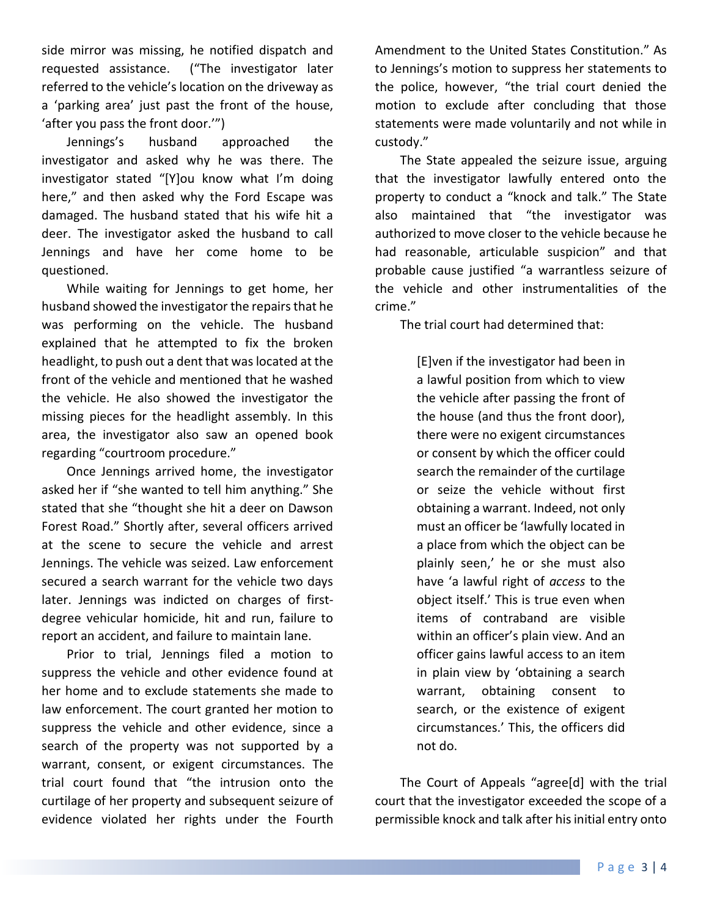side mirror was missing, he notified dispatch and requested assistance. ("The investigator later referred to the vehicle's location on the driveway as a 'parking area' just past the front of the house, 'after you pass the front door.'")

Jennings's husband approached the investigator and asked why he was there. The investigator stated "[Y]ou know what I'm doing here," and then asked why the Ford Escape was damaged. The husband stated that his wife hit a deer. The investigator asked the husband to call Jennings and have her come home to be questioned.

While waiting for Jennings to get home, her husband showed the investigator the repairs that he was performing on the vehicle. The husband explained that he attempted to fix the broken headlight, to push out a dent that was located at the front of the vehicle and mentioned that he washed the vehicle. He also showed the investigator the missing pieces for the headlight assembly. In this area, the investigator also saw an opened book regarding "courtroom procedure."

Once Jennings arrived home, the investigator asked her if "she wanted to tell him anything." She stated that she "thought she hit a deer on Dawson Forest Road." Shortly after, several officers arrived at the scene to secure the vehicle and arrest Jennings. The vehicle was seized. Law enforcement secured a search warrant for the vehicle two days later. Jennings was indicted on charges of first-degree vehicular homicide, hit and run, failure to report an accident, and failure to maintain lane.

Prior to trial, Jennings filed a motion to suppress the vehicle and other evidence found at her home and to exclude statements she made to law enforcement. The court granted her motion to suppress the vehicle and other evidence, since a search of the property was not supported by a warrant, consent, or exigent circumstances. The trial court found that "the intrusion onto the curtilage of her property and subsequent seizure of evidence violated her rights under the Fourth Amendment to the United States Constitution." As to Jennings's motion to suppress her statements to the police, however, "the trial court denied the motion to exclude after concluding that those statements were made voluntarily and not while in custody."

The State appealed the seizure issue, arguing that the investigator lawfully entered onto the property to conduct a "knock and talk." The State also maintained that "the investigator was authorized to move closer to the vehicle because he had reasonable, articulable suspicion" and that probable cause justified "a warrantless seizure of the vehicle and other instrumentalities of the crime."

The trial court had determined that:

> [E]ven if the investigator had been in a lawful position from which to view the vehicle after passing the front of the house (and thus the front door), there were no exigent circumstances or consent by which the officer could search the remainder of the curtilage or seize the vehicle without first obtaining a warrant. Indeed, not only must an officer be 'lawfully located in a place from which the object can be plainly seen,' he or she must also have 'a lawful right of *access* to the object itself.' This is true even when items of contraband are visible within an officer's plain view. And an officer gains lawful access to an item in plain view by 'obtaining a search warrant, obtaining consent to search, or the existence of exigent circumstances.' This, the officers did not do.

The Court of Appeals "agree[d] with the trial court that the investigator exceeded the scope of a permissible knock and talk after his initial entry onto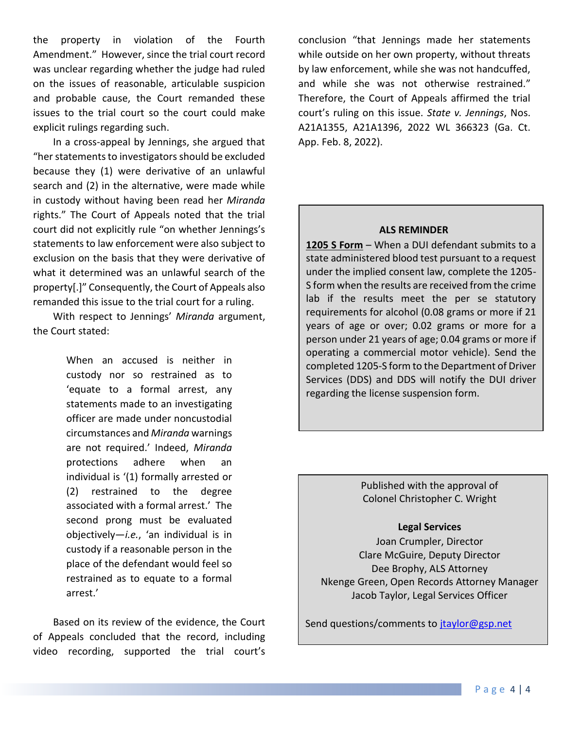the property in violation of the Fourth Amendment." However, since the trial court record was unclear regarding whether the judge had ruled on the issues of reasonable, articulable suspicion and probable cause, the Court remanded these issues to the trial court so the court could make explicit rulings regarding such.

In a cross-appeal by Jennings, she argued that "her statements to investigators should be excluded because they (1) were derivative of an unlawful search and (2) in the alternative, were made while in custody without having been read her *Miranda* rights." The Court of Appeals noted that the trial court did not explicitly rule "on whether Jennings's statements to law enforcement were also subject to exclusion on the basis that they were derivative of what it determined was an unlawful search of the property[.]" Consequently, the Court of Appeals also remanded this issue to the trial court for a ruling.

With respect to Jennings' *Miranda* argument, the Court stated:

> When an accused is neither in custody nor so restrained as to 'equate to a formal arrest, any statements made to an investigating officer are made under noncustodial circumstances and *Miranda* warnings are not required.' Indeed, *Miranda* protections adhere when an individual is '(1) formally arrested or (2) restrained to the degree associated with a formal arrest.' The second prong must be evaluated objectively—*i.e.*, 'an individual is in custody if a reasonable person in the place of the defendant would feel so restrained as to equate to a formal arrest.'

Based on its review of the evidence, the Court of Appeals concluded that the record, including video recording, supported the trial court's conclusion "that Jennings made her statements while outside on her own property, without threats by law enforcement, while she was not handcuffed, and while she was not otherwise restrained." Therefore, the Court of Appeals affirmed the trial court's ruling on this issue. *State v. Jennings*, Nos. A21A1355, A21A1396, 2022 WL 366323 (Ga. Ct. App. Feb. 8, 2022).

**ALS REMINDER**

**1205 S Form** – When a DUI defendant submits to a state administered blood test pursuant to a request under the implied consent law, complete the 1205-S form when the results are received from the crime lab if the results meet the per se statutory requirements for alcohol (0.08 grams or more if 21 years of age or over; 0.02 grams or more for a person under 21 years of age; 0.04 grams or more if operating a commercial motor vehicle). Send the completed 1205-S form to the Department of Driver Services (DDS) and DDS will notify the DUI driver regarding the license suspension form.

Published with the approval of
Colonel Christopher C. Wright

**Legal Services**
Joan Crumpler, Director
Clare McGuire, Deputy Director
Dee Brophy, ALS Attorney
Nkenge Green, Open Records Attorney Manager
Jacob Taylor, Legal Services Officer

Send questions/comments to jtaylor@gsp.net